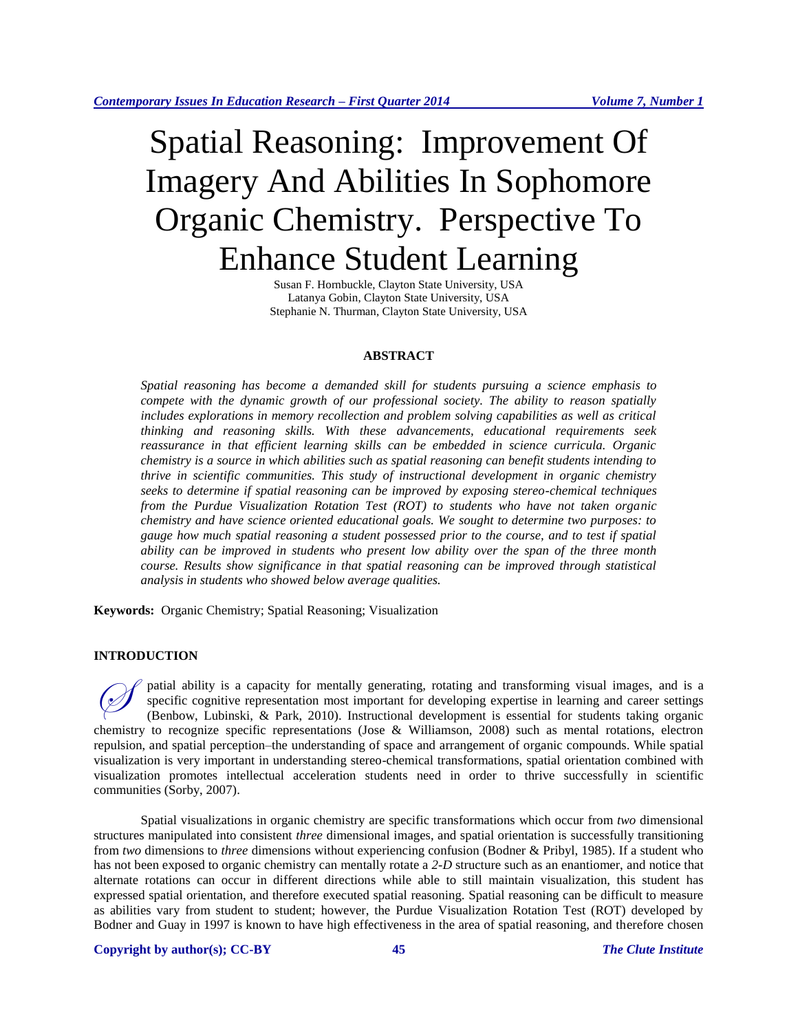# Spatial Reasoning: Improvement Of Imagery And Abilities In Sophomore Organic Chemistry. Perspective To Enhance Student Learning

Susan F. Hornbuckle, Clayton State University, USA
Latanya Gobin, Clayton State University, USA
Stephanie N. Thurman, Clayton State University, USA

## ABSTRACT

*Spatial reasoning has become a demanded skill for students pursuing a science emphasis to compete with the dynamic growth of our professional society. The ability to reason spatially includes explorations in memory recollection and problem solving capabilities as well as critical thinking and reasoning skills. With these advancements, educational requirements seek reassurance in that efficient learning skills can be embedded in science curricula. Organic chemistry is a source in which abilities such as spatial reasoning can benefit students intending to thrive in scientific communities. This study of instructional development in organic chemistry seeks to determine if spatial reasoning can be improved by exposing stereo-chemical techniques from the Purdue Visualization Rotation Test (ROT) to students who have not taken organic chemistry and have science oriented educational goals. We sought to determine two purposes: to gauge how much spatial reasoning a student possessed prior to the course, and to test if spatial ability can be improved in students who present low ability over the span of the three month course. Results show significance in that spatial reasoning can be improved through statistical analysis in students who showed below average qualities.*

**Keywords:** Organic Chemistry; Spatial Reasoning; Visualization

## INTRODUCTION

Spatial ability is a capacity for mentally generating, rotating and transforming visual images, and is a specific cognitive representation most important for developing expertise in learning and career settings (Benbow, Lubinski, & Park, 2010). Instructional development is essential for students taking organic chemistry to recognize specific representations (Jose & Williamson, 2008) such as mental rotations, electron repulsion, and spatial perception–the understanding of space and arrangement of organic compounds. While spatial visualization is very important in understanding stereo-chemical transformations, spatial orientation combined with visualization promotes intellectual acceleration students need in order to thrive successfully in scientific communities (Sorby, 2007).

Spatial visualizations in organic chemistry are specific transformations which occur from *two* dimensional structures manipulated into consistent *three* dimensional images, and spatial orientation is successfully transitioning from *two* dimensions to *three* dimensions without experiencing confusion (Bodner & Pribyl, 1985). If a student who has not been exposed to organic chemistry can mentally rotate a *2-D* structure such as an enantiomer, and notice that alternate rotations can occur in different directions while able to still maintain visualization, this student has expressed spatial orientation, and therefore executed spatial reasoning. Spatial reasoning can be difficult to measure as abilities vary from student to student; however, the Purdue Visualization Rotation Test (ROT) developed by Bodner and Guay in 1997 is known to have high effectiveness in the area of spatial reasoning, and therefore chosen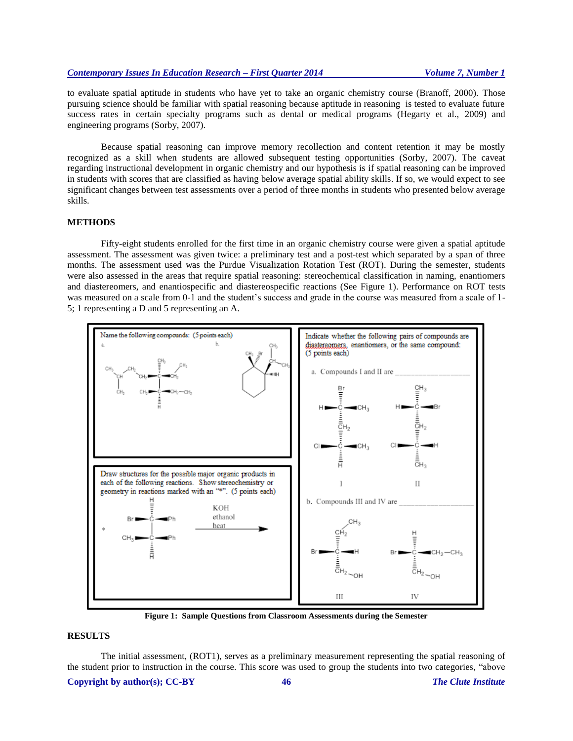to evaluate spatial aptitude in students who have yet to take an organic chemistry course (Branoff, 2000). Those pursuing science should be familiar with spatial reasoning because aptitude in reasoning is tested to evaluate future success rates in certain specialty programs such as dental or medical programs (Hegarty et al., 2009) and engineering programs (Sorby, 2007).

Because spatial reasoning can improve memory recollection and content retention it may be mostly recognized as a skill when students are allowed subsequent testing opportunities (Sorby, 2007). The caveat regarding instructional development in organic chemistry and our hypothesis is if spatial reasoning can be improved in students with scores that are classified as having below average spatial ability skills. If so, we would expect to see significant changes between test assessments over a period of three months in students who presented below average skills.

## METHODS

Fifty-eight students enrolled for the first time in an organic chemistry course were given a spatial aptitude assessment. The assessment was given twice: a preliminary test and a post-test which separated by a span of three months. The assessment used was the Purdue Visualization Rotation Test (ROT). During the semester, students were also assessed in the areas that require spatial reasoning: stereochemical classification in naming, enantiomers and diastereomers, and enantiospecific and diastereospecific reactions (See Figure 1). Performance on ROT tests was measured on a scale from 0-1 and the student's success and grade in the course was measured from a scale of 1-5; 1 representing a D and 5 representing an A.

Name the following compounds: (5 points each)

a. b.

Indicate whether the following pairs of compounds are diastereomers, enantiomers, or the same compound: (5 points each)

a. Compounds I and II are \_\_\_\_\_\_\_\_\_\_\_\_\_\_\_\_

I II

b. Compounds III and IV are \_\_\_\_\_\_\_\_\_\_\_\_\_\_\_\_

III IV

Draw structures for the possible major organic products in each of the following reactions. Show stereochemistry or geometry in reactions marked with an "\*". (5 points each)

\* KOH ethanol heat

**Figure 1: Sample Questions from Classroom Assessments during the Semester**

## RESULTS

The initial assessment, (ROT1), serves as a preliminary measurement representing the spatial reasoning of the student prior to instruction in the course. This score was used to group the students into two categories, "above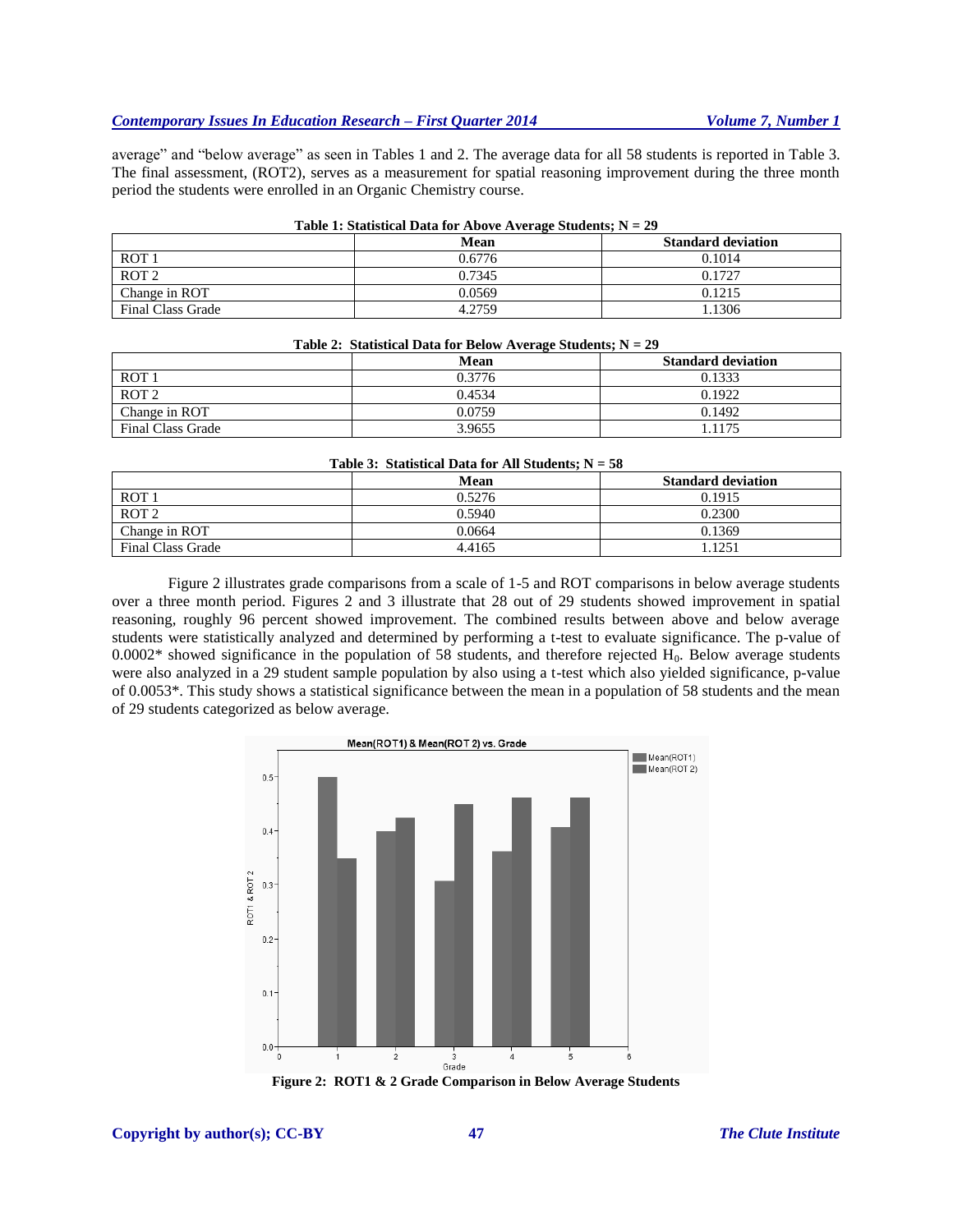average" and "below average" as seen in Tables 1 and 2. The average data for all 58 students is reported in Table 3. The final assessment, (ROT2), serves as a measurement for spatial reasoning improvement during the three month period the students were enrolled in an Organic Chemistry course.

**Table 1: Statistical Data for Above Average Students; N = 29**

| | Mean | Standard deviation |
|---|---|---|
| ROT 1 | 0.6776 | 0.1014 |
| ROT 2 | 0.7345 | 0.1727 |
| Change in ROT | 0.0569 | 0.1215 |
| Final Class Grade | 4.2759 | 1.1306 |

**Table 2: Statistical Data for Below Average Students; N = 29**

| | Mean | Standard deviation |
|---|---|---|
| ROT 1 | 0.3776 | 0.1333 |
| ROT 2 | 0.4534 | 0.1922 |
| Change in ROT | 0.0759 | 0.1492 |
| Final Class Grade | 3.9655 | 1.1175 |

**Table 3: Statistical Data for All Students; N = 58**

| | Mean | Standard deviation |
|---|---|---|
| ROT 1 | 0.5276 | 0.1915 |
| ROT 2 | 0.5940 | 0.2300 |
| Change in ROT | 0.0664 | 0.1369 |
| Final Class Grade | 4.4165 | 1.1251 |

Figure 2 illustrates grade comparisons from a scale of 1-5 and ROT comparisons in below average students over a three month period. Figures 2 and 3 illustrate that 28 out of 29 students showed improvement in spatial reasoning, roughly 96 percent showed improvement. The combined results between above and below average students were statistically analyzed and determined by performing a t-test to evaluate significance. The p-value of 0.0002* showed significance in the population of 58 students, and therefore rejected $H_0$. Below average students were also analyzed in a 29 student sample population by also using a t-test which also yielded significance, p-value of 0.0053*. This study shows a statistical significance between the mean in a population of 58 students and the mean of 29 students categorized as below average.

Mean(ROT1) & Mean(ROT 2) vs. Grade

Mean(ROT1)
Mean(ROT 2)

ROT1 & ROT 2

Grade

0.0
0.1
0.2
0.3
0.4
0.5

0
1
2
3
4
5
6

**Figure 2: ROT1 & 2 Grade Comparison in Below Average Students**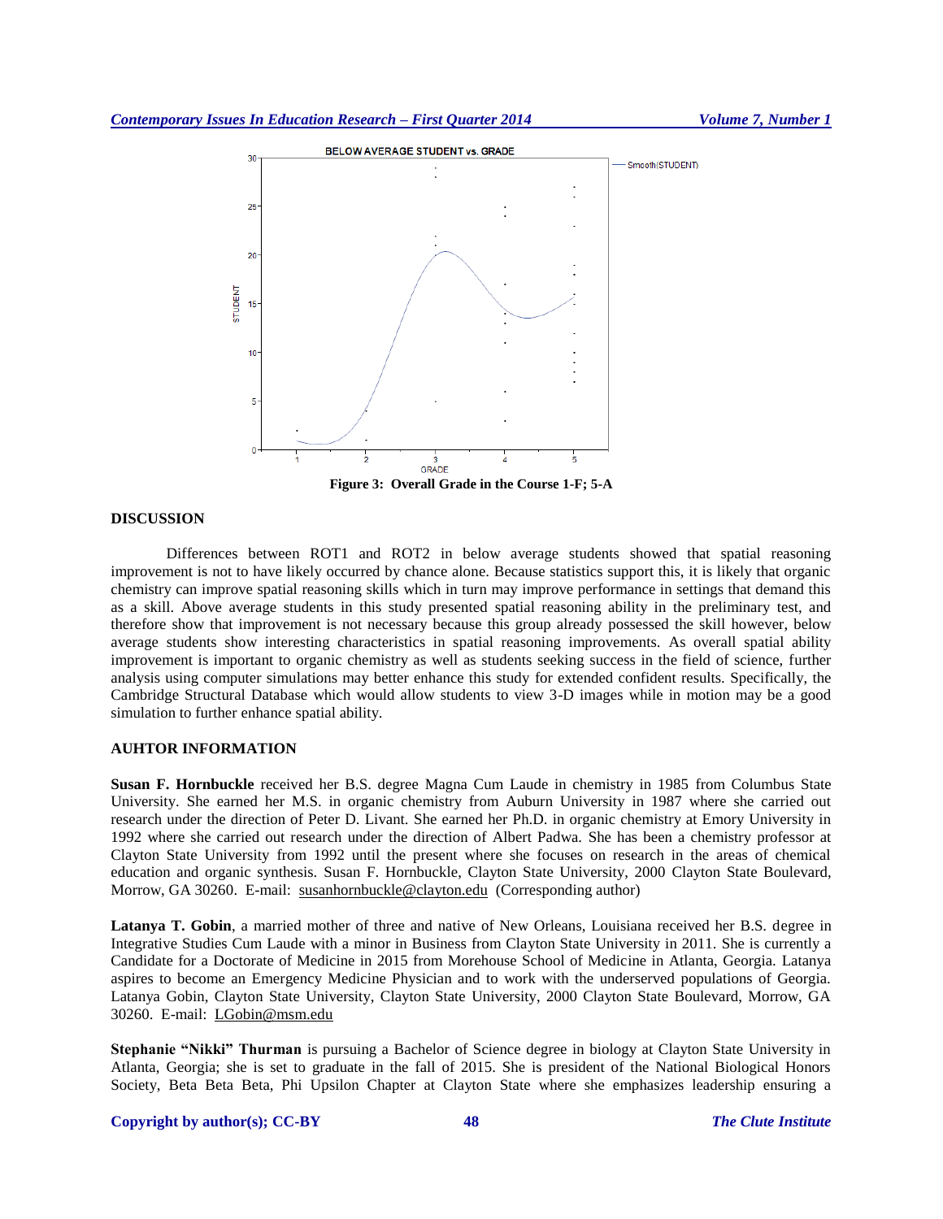BELOW AVERAGE STUDENT vs. GRADE

Smooth(STUDENT)

STUDENT

GRADE

0
5
10
15
20
25
30

1
2
3
4
5

**Figure 3: Overall Grade in the Course 1-F; 5-A**

## DISCUSSION

Differences between ROT1 and ROT2 in below average students showed that spatial reasoning improvement is not to have likely occurred by chance alone. Because statistics support this, it is likely that organic chemistry can improve spatial reasoning skills which in turn may improve performance in settings that demand this as a skill. Above average students in this study presented spatial reasoning ability in the preliminary test, and therefore show that improvement is not necessary because this group already possessed the skill however, below average students show interesting characteristics in spatial reasoning improvements. As overall spatial ability improvement is important to organic chemistry as well as students seeking success in the field of science, further analysis using computer simulations may better enhance this study for extended confident results. Specifically, the Cambridge Structural Database which would allow students to view 3-D images while in motion may be a good simulation to further enhance spatial ability.

## AUHTOR INFORMATION

**Susan F. Hornbuckle** received her B.S. degree Magna Cum Laude in chemistry in 1985 from Columbus State University. She earned her M.S. in organic chemistry from Auburn University in 1987 where she carried out research under the direction of Peter D. Livant. She earned her Ph.D. in organic chemistry at Emory University in 1992 where she carried out research under the direction of Albert Padwa. She has been a chemistry professor at Clayton State University from 1992 until the present where she focuses on research in the areas of chemical education and organic synthesis. Susan F. Hornbuckle, Clayton State University, 2000 Clayton State Boulevard, Morrow, GA 30260. E-mail: susanhornbuckle@clayton.edu (Corresponding author)

**Latanya T. Gobin**, a married mother of three and native of New Orleans, Louisiana received her B.S. degree in Integrative Studies Cum Laude with a minor in Business from Clayton State University in 2011. She is currently a Candidate for a Doctorate of Medicine in 2015 from Morehouse School of Medicine in Atlanta, Georgia. Latanya aspires to become an Emergency Medicine Physician and to work with the underserved populations of Georgia. Latanya Gobin, Clayton State University, Clayton State University, 2000 Clayton State Boulevard, Morrow, GA 30260. E-mail: LGobin@msm.edu

**Stephanie "Nikki" Thurman** is pursuing a Bachelor of Science degree in biology at Clayton State University in Atlanta, Georgia; she is set to graduate in the fall of 2015. She is president of the National Biological Honors Society, Beta Beta Beta, Phi Upsilon Chapter at Clayton State where she emphasizes leadership ensuring a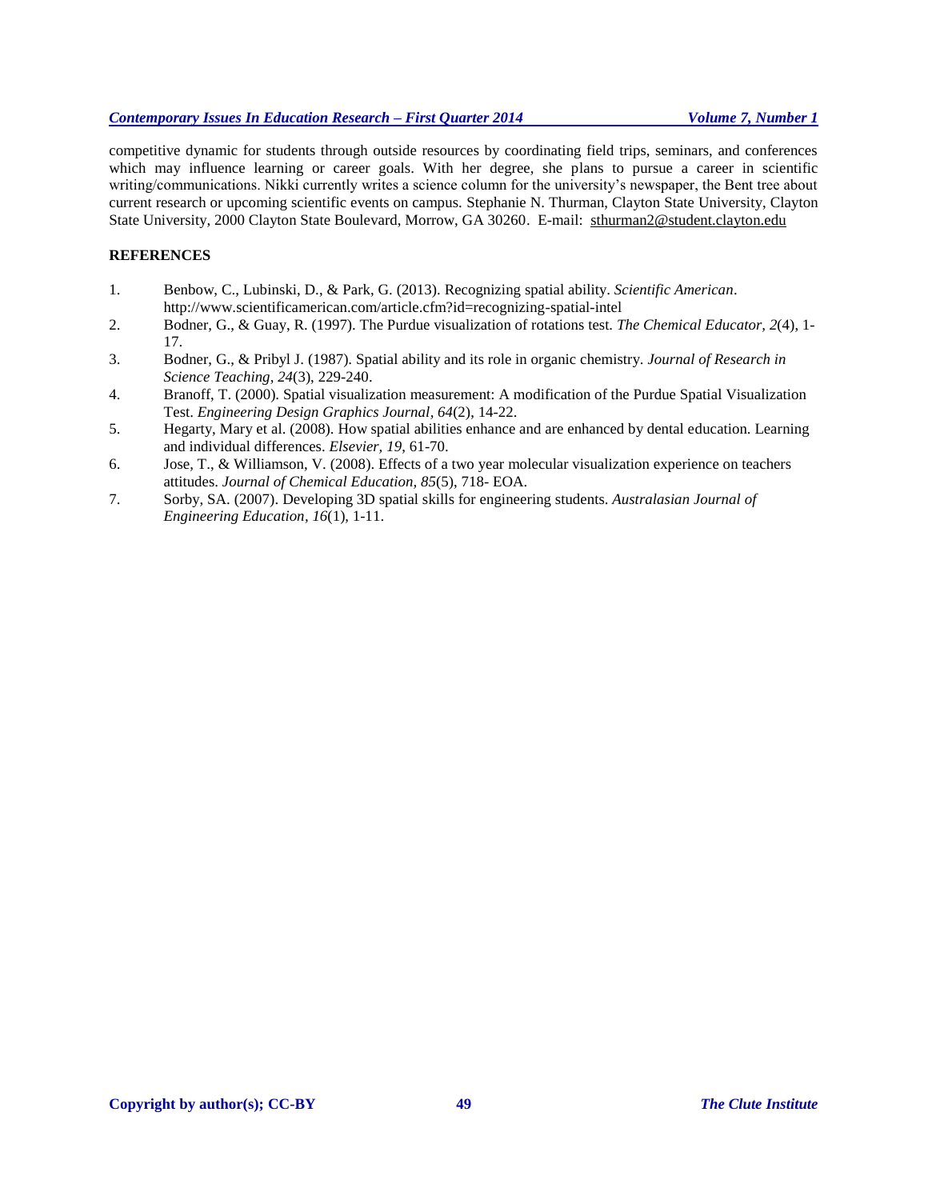competitive dynamic for students through outside resources by coordinating field trips, seminars, and conferences which may influence learning or career goals. With her degree, she plans to pursue a career in scientific writing/communications. Nikki currently writes a science column for the university's newspaper, the Bent tree about current research or upcoming scientific events on campus. Stephanie N. Thurman, Clayton State University, Clayton State University, 2000 Clayton State Boulevard, Morrow, GA 30260. E-mail: sthurman2@student.clayton.edu

## REFERENCES

1. Benbow, C., Lubinski, D., & Park, G. (2013). Recognizing spatial ability. *Scientific American*. http://www.scientificamerican.com/article.cfm?id=recognizing-spatial-intel
2. Bodner, G., & Guay, R. (1997). The Purdue visualization of rotations test. *The Chemical Educator, 2*(4), 1-17.
3. Bodner, G., & Pribyl J. (1987). Spatial ability and its role in organic chemistry. *Journal of Research in Science Teaching, 24*(3), 229-240.
4. Branoff, T. (2000). Spatial visualization measurement: A modification of the Purdue Spatial Visualization Test. *Engineering Design Graphics Journal, 64*(2), 14-22.
5. Hegarty, Mary et al. (2008). How spatial abilities enhance and are enhanced by dental education. Learning and individual differences. *Elsevier, 19*, 61-70.
6. Jose, T., & Williamson, V. (2008). Effects of a two year molecular visualization experience on teachers attitudes. *Journal of Chemical Education, 85*(5), 718- EOA.
7. Sorby, SA. (2007). Developing 3D spatial skills for engineering students. *Australasian Journal of Engineering Education, 16*(1), 1-11.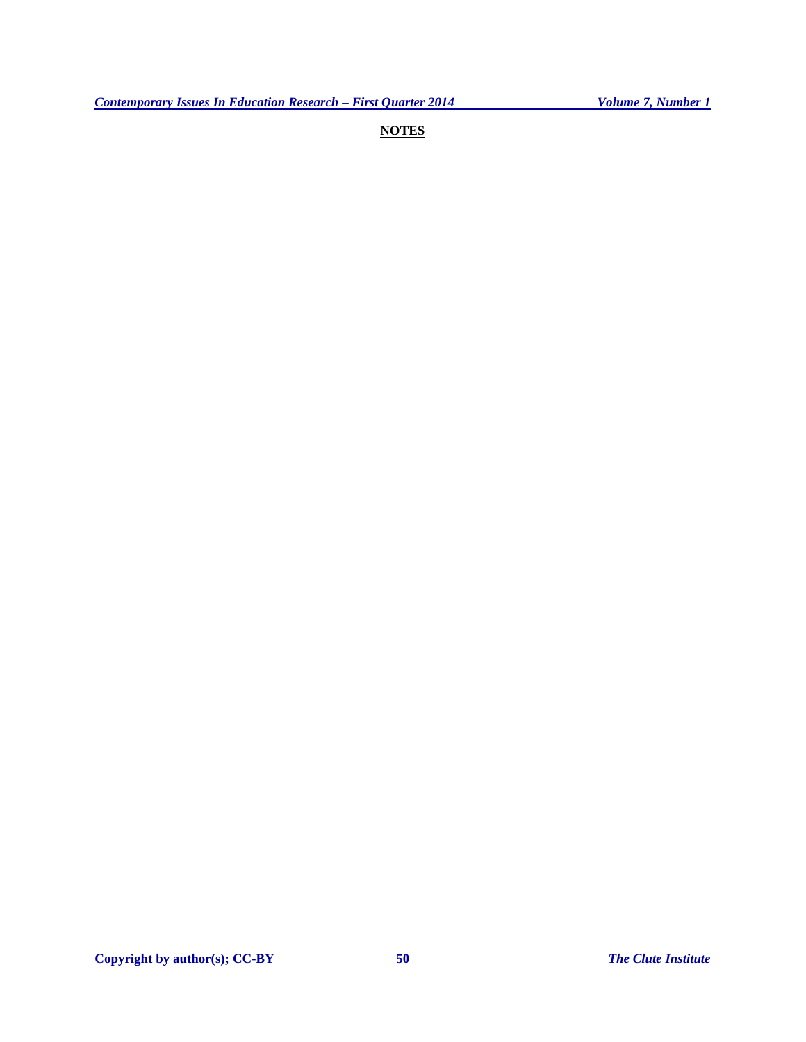**NOTES**